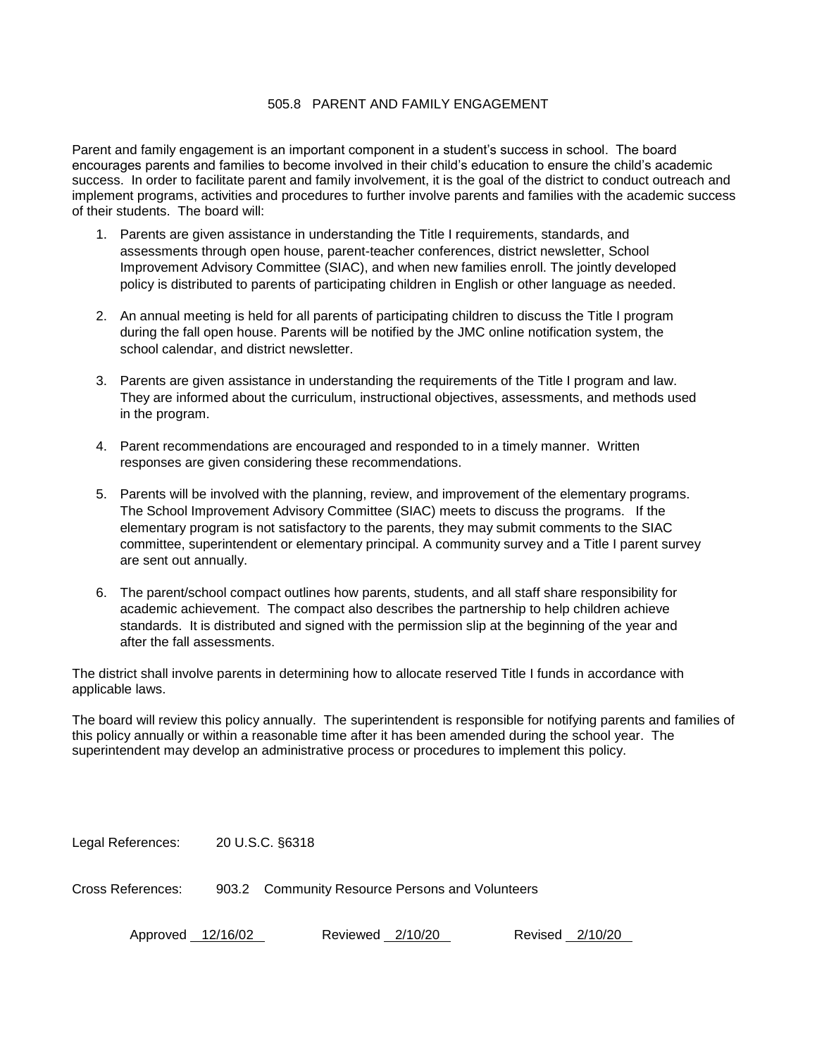# 505.8 PARENT AND FAMILY ENGAGEMENT

Parent and family engagement is an important component in a student's success in school. The board encourages parents and families to become involved in their child's education to ensure the child's academic success. In order to facilitate parent and family involvement, it is the goal of the district to conduct outreach and implement programs, activities and procedures to further involve parents and families with the academic success of their students. The board will:

1. Parents are given assistance in understanding the Title I requirements, standards, and assessments through open house, parent-teacher conferences, district newsletter, School Improvement Advisory Committee (SIAC), and when new families enroll. The jointly developed policy is distributed to parents of participating children in English or other language as needed.

2. An annual meeting is held for all parents of participating children to discuss the Title I program during the fall open house. Parents will be notified by the JMC online notification system, the school calendar, and district newsletter.

3. Parents are given assistance in understanding the requirements of the Title I program and law. They are informed about the curriculum, instructional objectives, assessments, and methods used in the program.

4. Parent recommendations are encouraged and responded to in a timely manner. Written responses are given considering these recommendations.

5. Parents will be involved with the planning, review, and improvement of the elementary programs. The School Improvement Advisory Committee (SIAC) meets to discuss the programs. If the elementary program is not satisfactory to the parents, they may submit comments to the SIAC committee, superintendent or elementary principal. A community survey and a Title I parent survey are sent out annually.

6. The parent/school compact outlines how parents, students, and all staff share responsibility for academic achievement. The compact also describes the partnership to help children achieve standards. It is distributed and signed with the permission slip at the beginning of the year and after the fall assessments.

The district shall involve parents in determining how to allocate reserved Title I funds in accordance with applicable laws.

The board will review this policy annually. The superintendent is responsible for notifying parents and families of this policy annually or within a reasonable time after it has been amended during the school year. The superintendent may develop an administrative process or procedures to implement this policy.

Legal References: 20 U.S.C. §6318

Cross References: 903.2 Community Resource Persons and Volunteers

Approved 12/16/02 Reviewed 2/10/20 Revised 2/10/20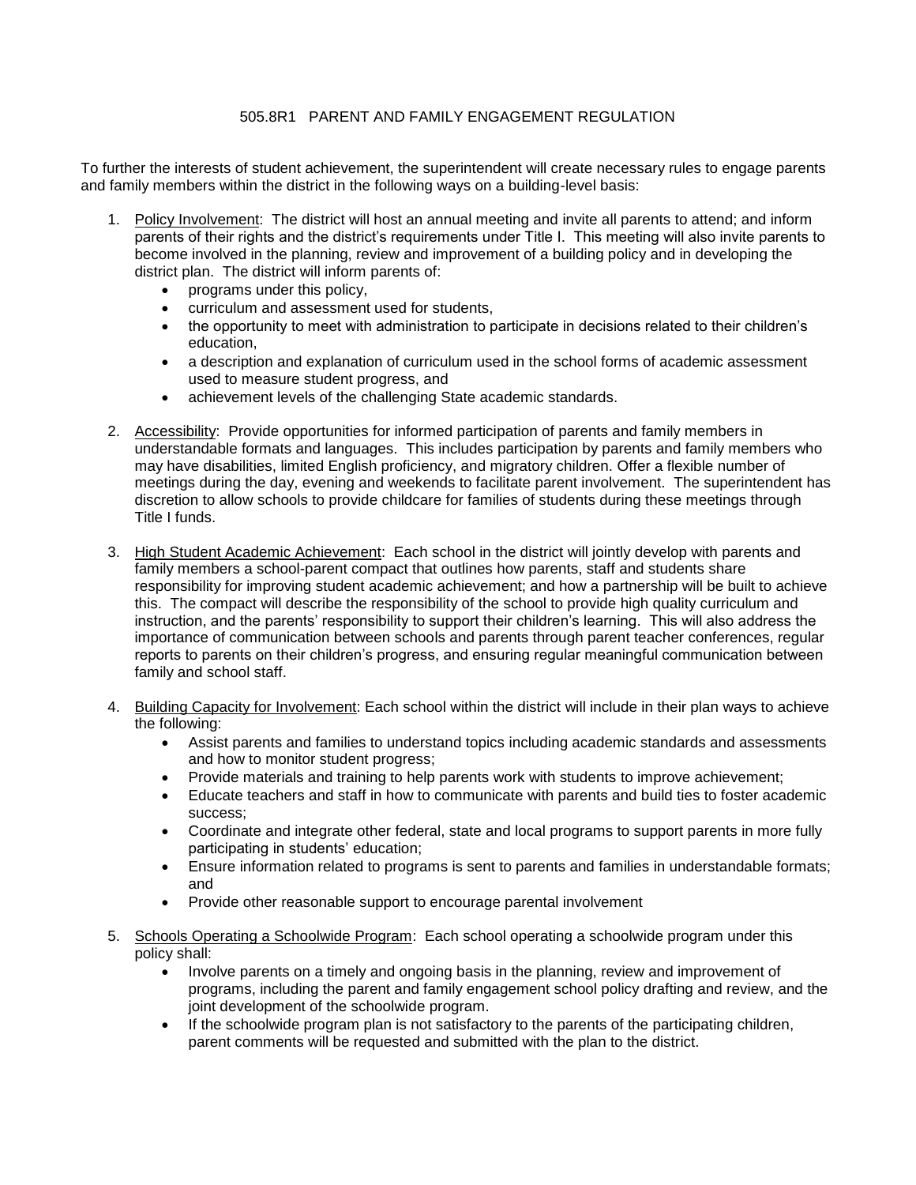# 505.8R1 PARENT AND FAMILY ENGAGEMENT REGULATION

To further the interests of student achievement, the superintendent will create necessary rules to engage parents and family members within the district in the following ways on a building-level basis:

1. Policy Involvement: The district will host an annual meeting and invite all parents to attend; and inform parents of their rights and the district's requirements under Title I. This meeting will also invite parents to become involved in the planning, review and improvement of a building policy and in developing the district plan. The district will inform parents of:
   - programs under this policy,
   - curriculum and assessment used for students,
   - the opportunity to meet with administration to participate in decisions related to their children's education,
   - a description and explanation of curriculum used in the school forms of academic assessment used to measure student progress, and
   - achievement levels of the challenging State academic standards.

2. Accessibility: Provide opportunities for informed participation of parents and family members in understandable formats and languages. This includes participation by parents and family members who may have disabilities, limited English proficiency, and migratory children. Offer a flexible number of meetings during the day, evening and weekends to facilitate parent involvement. The superintendent has discretion to allow schools to provide childcare for families of students during these meetings through Title I funds.

3. High Student Academic Achievement: Each school in the district will jointly develop with parents and family members a school-parent compact that outlines how parents, staff and students share responsibility for improving student academic achievement; and how a partnership will be built to achieve this. The compact will describe the responsibility of the school to provide high quality curriculum and instruction, and the parents' responsibility to support their children's learning. This will also address the importance of communication between schools and parents through parent teacher conferences, regular reports to parents on their children's progress, and ensuring regular meaningful communication between family and school staff.

4. Building Capacity for Involvement: Each school within the district will include in their plan ways to achieve the following:
   - Assist parents and families to understand topics including academic standards and assessments and how to monitor student progress;
   - Provide materials and training to help parents work with students to improve achievement;
   - Educate teachers and staff in how to communicate with parents and build ties to foster academic success;
   - Coordinate and integrate other federal, state and local programs to support parents in more fully participating in students' education;
   - Ensure information related to programs is sent to parents and families in understandable formats; and
   - Provide other reasonable support to encourage parental involvement

5. Schools Operating a Schoolwide Program: Each school operating a schoolwide program under this policy shall:
   - Involve parents on a timely and ongoing basis in the planning, review and improvement of programs, including the parent and family engagement school policy drafting and review, and the joint development of the schoolwide program.
   - If the schoolwide program plan is not satisfactory to the parents of the participating children, parent comments will be requested and submitted with the plan to the district.